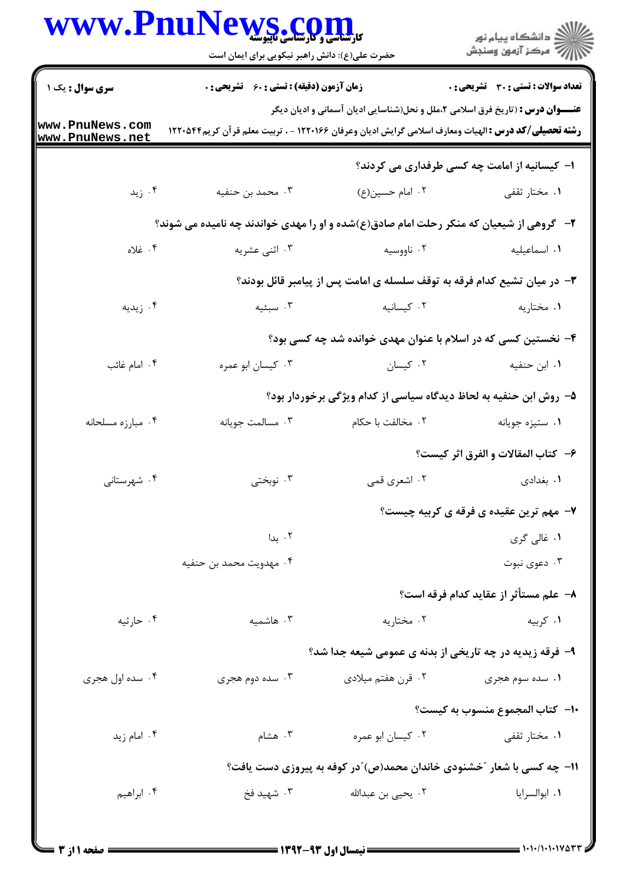کارشناسی و کارشناسی ناپیوسته

حضرت علی(ع): دانش راهبر نیکویی برای ایمان است

**سری سوال :** یک ۱

**زمان آزمون (دقیقه) : تستی :** ۶۰ **تشریحی :** ۰

**تعداد سوالات : تستی :** ۳۰ **تشریحی :** ۰

**عنـــوان درس :** (تاریخ فرق اسلامی ۲،ملل و نحل(شناسایی ادیان آسمانی و ادیان دیگر

**رشته تحصیلی/کد درس :** الهیات ومعارف اسلامی گرایش ادیان وعرفان ۱۲۲۰۱۶۶ - ، تربیت معلم قرآن کریم۱۲۲۰۵۴۴

۱- کیسانیه از امامت چه کسی طرفداری می کردند؟

۱. مختار ثقفی ۲. امام حسین(ع) ۳. محمد بن حنفیه ۴. زید

۲- گروهی از شیعیان که منکر رحلت امام صادق(ع)شده و او را مهدی خواندند چه نامیده می شوند؟

۱. اسماعیلیه ۲. ناووسیه ۳. اثنی عشریه ۴. غلاه

۳- در میان تشیع کدام فرقه به توقف سلسله ی امامت پس از پیامبر قائل بودند؟

۱. مختاریه ۲. کیسانیه ۳. سبئیه ۴. زیدیه

۴- نخستین کسی که در اسلام با عنوان مهدی خوانده شد چه کسی بود؟

۱. ابن حنفیه ۲. کیسان ۳. کیسان ابو عمره ۴. امام غائب

۵- روش ابن حنفیه به لحاظ دیدگاه سیاسی از کدام ویژگی برخوردار بود؟

۱. ستیزه جویانه ۲. مخالفت با حکام ۳. مسالمت جویانه ۴. مبارزه مسلحانه

۶- کتاب المقالات و الفرق اثر کیست؟

۱. بغدادی ۲. اشعری قمی ۳. نوبختی ۴. شهرستانی

۷- مهم ترین عقیده ی فرقه ی کربیه چیست؟

۱. غالی گری ۲. بدا ۳. دعوی نبوت ۴. مهدویت محمد بن حنفیه

۸- علم مستأثر از عقاید کدام فرقه است؟

۱. کربیه ۲. مختاریه ۳. هاشمیه ۴. حارثیه

۹- فرقه زیدیه در چه تاریخی از بدنه ی عمومی شیعه جدا شد؟

۱. سده سوم هجری ۲. قرن هفتم میلادی ۳. سده دوم هجری ۴. سده اول هجری

۱۰- کتاب المجموع منسوب به کیست؟

۱. مختار ثقفی ۲. کیسان ابو عمره ۳. هشام ۴. امام زید

۱۱- چه کسی با شعار "خشنودی خاندان محمد(ص)" در کوفه به پیروزی دست یافت؟

۱. ابوالسرایا ۲. یحیی بن عبدالله ۳. شهید فخ ۴. ابراهیم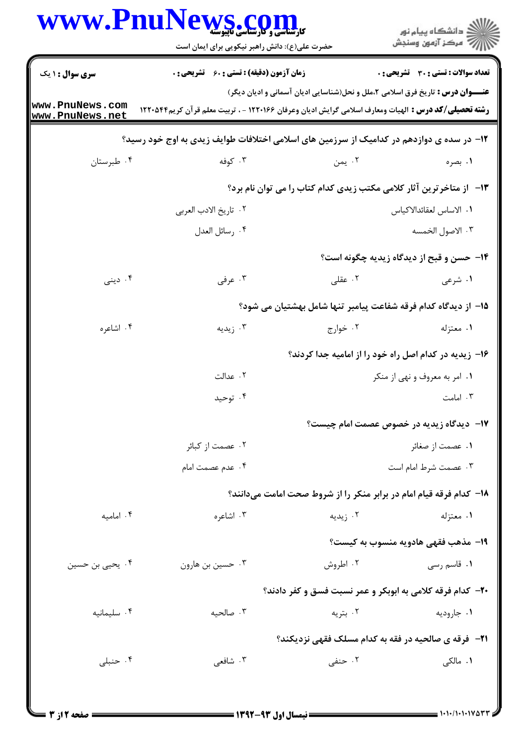**سری سوال :** ۱ یک | **زمان آزمون (دقیقه) : تستی :** ۶۰ **تشریحی :** ۰ | **تعداد سوالات : تستی :** ۳۰ **تشریحی :** ۰

**عنـــوان درس :** تاریخ فرق اسلامی ۲،ملل و نحل(شناسایی ادیان آسمانی و ادیان دیگر)

**رشته تحصیلی/کد درس :** الهیات ومعارف اسلامی گرایش ادیان وعرفان ۱۲۲۰۱۶۶ - ، تربیت معلم قرآن کریم۱۲۲۰۵۴۴

**۱۲- در سده ی دوازدهم در کدامیک از سرزمین های اسلامی اختلافات طوایف زیدی به اوج خود رسید؟**

۱. بصره
۲. یمن
۳. کوفه
۴. طبرستان

**۱۳- از متاخرترین آثار کلامی مکتب زیدی کدام کتاب را می توان نام برد؟**

۱. الاساس لعقائدالاکیاس
۲. تاریخ الادب العربی
۳. الاصول الخمسه
۴. رسائل العدل

**۱۴- حسن و قبح از دیدگاه زیدیه چگونه است؟**

۱. شرعی
۲. عقلی
۳. عرفی
۴. دینی

**۱۵- از دیدگاه کدام فرقه شفاعت پیامبر تنها شامل بهشتیان می شود؟**

۱. معتزله
۲. خوارج
۳. زیدیه
۴. اشاعره

**۱۶- زیدیه در کدام اصل راه خود را از امامیه جدا کردند؟**

۱. امر به معروف و نهی از منکر
۲. عدالت
۳. امامت
۴. توحید

**۱۷- دیدگاه زیدیه در خصوص عصمت امام چیست؟**

۱. عصمت از صغائر
۲. عصمت از کبائر
۳. عصمت شرط امام است
۴. عدم عصمت امام

**۱۸- کدام فرقه قیام امام در برابر منکر را از شروط صحت امامت می‌دانند؟**

۱. معتزله
۲. زیدیه
۳. اشاعره
۴. امامیه

**۱۹- مذهب فقهی هادویه منسوب به کیست؟**

۱. قاسم رسی
۲. اطروش
۳. حسین بن هارون
۴. یحیی بن حسین

**۲۰- کدام فرقه کلامی به ابوبکر و عمر نسبت فسق و کفر دادند؟**

۱. جارودیه
۲. بتریه
۳. صالحیه
۴. سلیمانیه

**۲۱- فرقه ی صالحیه در فقه به کدام مسلک فقهی نزدیکند؟**

۱. مالکی
۲. حنفی
۳. شافعی
۴. حنبلی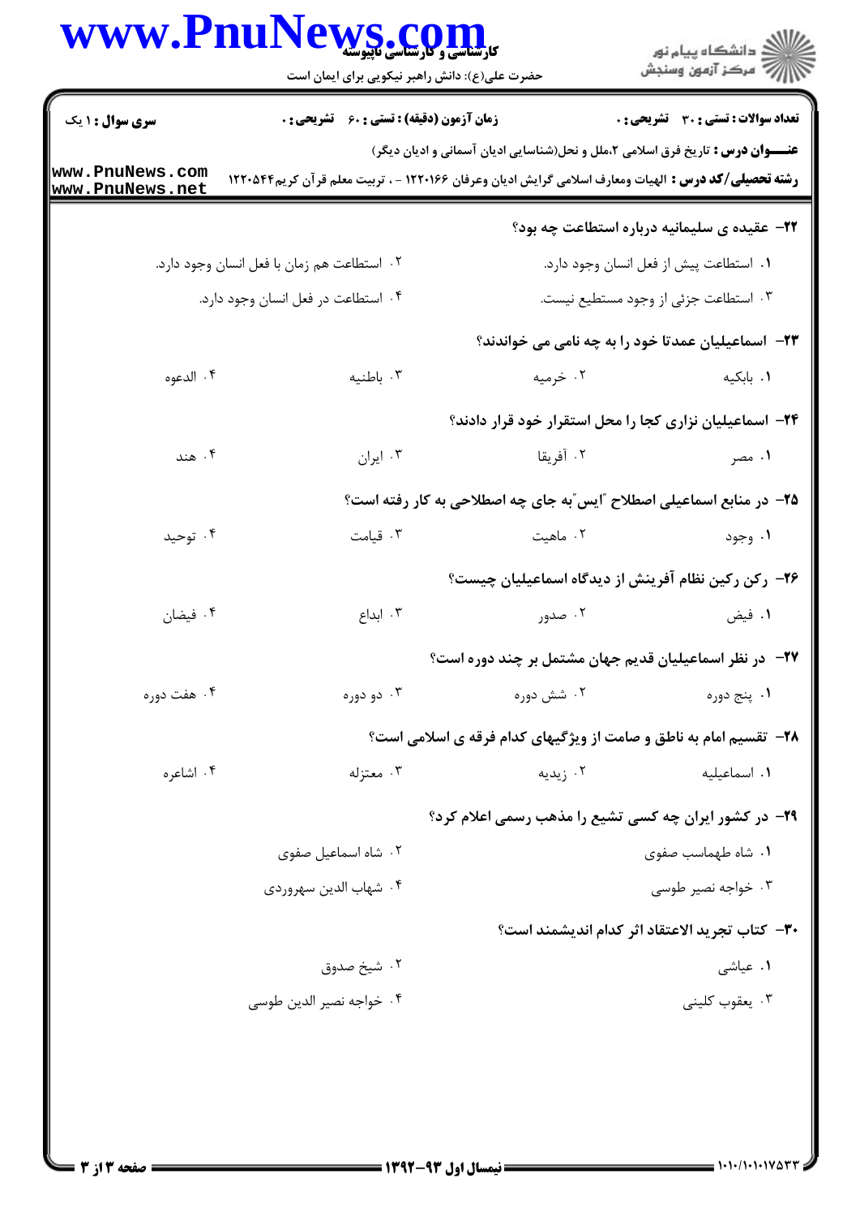**سری سوال : ۱ یک** | **زمان آزمون (دقیقه) : تستی : ۶۰ تشریحی : ۰** | **تعداد سوالات : تستی : ۳۰ تشریحی : ۰**

**عنـــوان درس :** تاریخ فرق اسلامی ۲،ملل و نحل(شناسایی ادیان آسمانی و ادیان دیگر)

**رشته تحصیلی/کد درس :** الهیات ومعارف اسلامی گرایش ادیان وعرفان ۱۲۲۰۱۶۶ - ، تربیت معلم قرآن کریم۱۲۲۰۵۴۴

**۲۲- عقیده ی سلیمانیه درباره استطاعت چه بود؟**

۱. استطاعت پیش از فعل انسان وجود دارد.

۲. استطاعت هم زمان با فعل انسان وجود دارد.

۳. استطاعت جزئی از وجود مستطیع نیست.

۴. استطاعت در فعل انسان وجود دارد.

**۲۳- اسماعیلیان عمدتا خود را به چه نامی می خواندند؟**

۱. بابکیه ۲. خرمیه ۳. باطنیه ۴. الدعوه

**۲۴- اسماعیلیان نزاری کجا را محل استقرار خود قرار دادند؟**

۱. مصر ۲. آفریقا ۳. ایران ۴. هند

**۲۵- در منابع اسماعیلی اصطلاح "ایس"به جای چه اصطلاحی به کار رفته است؟**

۱. وجود ۲. ماهیت ۳. قیامت ۴. توحید

**۲۶- رکن رکین نظام آفرینش از دیدگاه اسماعیلیان چیست؟**

۱. فیض ۲. صدور ۳. ابداع ۴. فیضان

**۲۷- در نظر اسماعیلیان قدیم جهان مشتمل بر چند دوره است؟**

۱. پنج دوره ۲. شش دوره ۳. دو دوره ۴. هفت دوره

**۲۸- تقسیم امام به ناطق و صامت از ویژگیهای کدام فرقه ی اسلامی است؟**

۱. اسماعیلیه ۲. زیدیه ۳. معتزله ۴. اشاعره

**۲۹- در کشور ایران چه کسی تشیع را مذهب رسمی اعلام کرد؟**

۱. شاه طهماسب صفوی

۲. شاه اسماعیل صفوی

۳. خواجه نصیر طوسی

۴. شهاب الدین سهروردی

**۳۰- کتاب تجرید الاعتقاد اثر کدام اندیشمند است؟**

۱. عیاشی

۲. شیخ صدوق

۳. یعقوب کلینی

۴. خواجه نصیر الدین طوسی